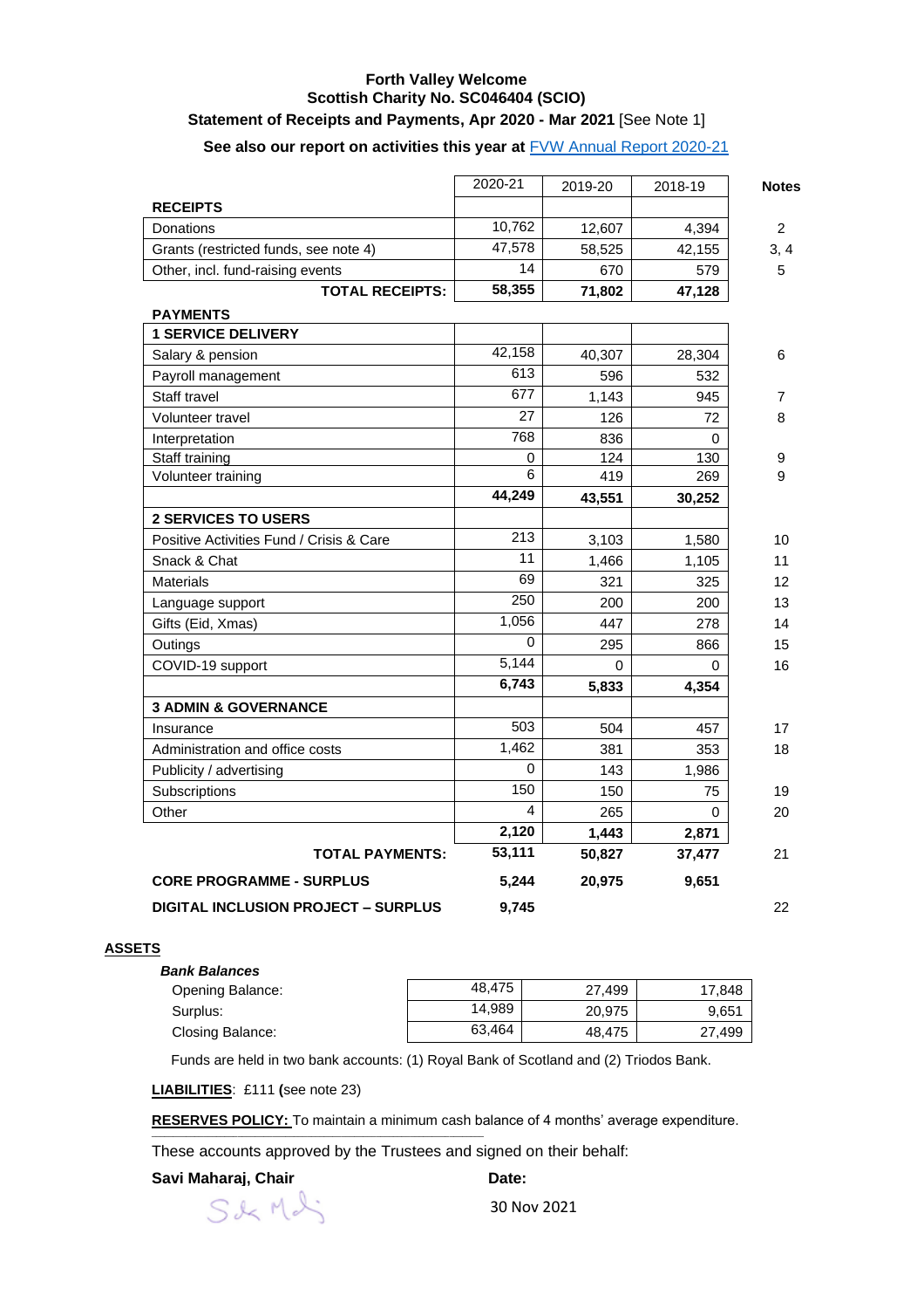# Forth Valley Welcome

## Scottish Charity No. SC046404 (SCIO)

### Statement of Receipts and Payments, Apr 2020 - Mar 2021 [See Note 1]

**See also our report on activities this year at** [FVW Annual Report 2020-21]

| | 2020-21 | 2019-20 | 2018-19 | Notes |
|---|---|---|---|---|
| **RECEIPTS** | | | | |
| Donations | 10,762 | 12,607 | 4,394 | 2 |
| Grants (restricted funds, see note 4) | 47,578 | 58,525 | 42,155 | 3, 4 |
| Other, incl. fund-raising events | 14 | 670 | 579 | 5 |
| **TOTAL RECEIPTS:** | **58,355** | **71,802** | **47,128** | |
| **PAYMENTS** | | | | |
| **1 SERVICE DELIVERY** | | | | |
| Salary & pension | 42,158 | 40,307 | 28,304 | 6 |
| Payroll management | 613 | 596 | 532 | |
| Staff travel | 677 | 1,143 | 945 | 7 |
| Volunteer travel | 27 | 126 | 72 | 8 |
| Interpretation | 768 | 836 | 0 | |
| Staff training | 0 | 124 | 130 | 9 |
| Volunteer training | 6 | 419 | 269 | 9 |
| | **44,249** | **43,551** | **30,252** | |
| **2 SERVICES TO USERS** | | | | |
| Positive Activities Fund / Crisis & Care | 213 | 3,103 | 1,580 | 10 |
| Snack & Chat | 11 | 1,466 | 1,105 | 11 |
| Materials | 69 | 321 | 325 | 12 |
| Language support | 250 | 200 | 200 | 13 |
| Gifts (Eid, Xmas) | 1,056 | 447 | 278 | 14 |
| Outings | 0 | 295 | 866 | 15 |
| COVID-19 support | 5,144 | 0 | 0 | 16 |
| | **6,743** | **5,833** | **4,354** | |
| **3 ADMIN & GOVERNANCE** | | | | |
| Insurance | 503 | 504 | 457 | 17 |
| Administration and office costs | 1,462 | 381 | 353 | 18 |
| Publicity / advertising | 0 | 143 | 1,986 | |
| Subscriptions | 150 | 150 | 75 | 19 |
| Other | 4 | 265 | 0 | 20 |
| | **2,120** | **1,443** | **2,871** | |
| **TOTAL PAYMENTS:** | **53,111** | **50,827** | **37,477** | 21 |
| **CORE PROGRAMME - SURPLUS** | **5,244** | **20,975** | **9,651** | |
| **DIGITAL INCLUSION PROJECT – SURPLUS** | **9,745** | | | 22 |

**ASSETS**

***Bank Balances***

| | 2020-21 | 2019-20 | 2018-19 |
|---|---|---|---|
| Opening Balance: | 48,475 | 27,499 | 17,848 |
| Surplus: | 14,989 | 20,975 | 9,651 |
| Closing Balance: | 63,464 | 48,475 | 27,499 |

Funds are held in two bank accounts: (1) Royal Bank of Scotland and (2) Triodos Bank.

**LIABILITIES**: £111 **(**see note 23)

**RESERVES POLICY:** To maintain a minimum cash balance of 4 months' average expenditure.

These accounts approved by the Trustees and signed on their behalf:

**Savi Maharaj, Chair**

**Date:** 30 Nov 2021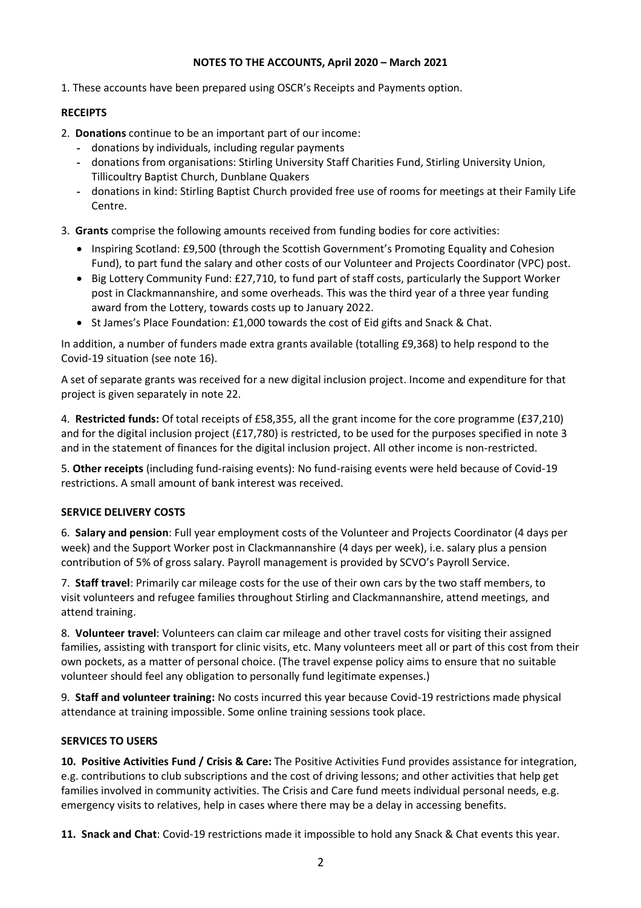**NOTES TO THE ACCOUNTS, April 2020 – March 2021**

1. These accounts have been prepared using OSCR's Receipts and Payments option.

**RECEIPTS**

2. **Donations** continue to be an important part of our income:
   - donations by individuals, including regular payments
   - donations from organisations: Stirling University Staff Charities Fund, Stirling University Union, Tillicoultry Baptist Church, Dunblane Quakers
   - donations in kind: Stirling Baptist Church provided free use of rooms for meetings at their Family Life Centre.

3. **Grants** comprise the following amounts received from funding bodies for core activities:
   - Inspiring Scotland: £9,500 (through the Scottish Government's Promoting Equality and Cohesion Fund), to part fund the salary and other costs of our Volunteer and Projects Coordinator (VPC) post.
   - Big Lottery Community Fund: £27,710, to fund part of staff costs, particularly the Support Worker post in Clackmannanshire, and some overheads. This was the third year of a three year funding award from the Lottery, towards costs up to January 2022.
   - St James's Place Foundation: £1,000 towards the cost of Eid gifts and Snack & Chat.

   In addition, a number of funders made extra grants available (totalling £9,368) to help respond to the Covid-19 situation (see note 16).

   A set of separate grants was received for a new digital inclusion project. Income and expenditure for that project is given separately in note 22.

4. **Restricted funds:** Of total receipts of £58,355, all the grant income for the core programme (£37,210) and for the digital inclusion project (£17,780) is restricted, to be used for the purposes specified in note 3 and in the statement of finances for the digital inclusion project. All other income is non-restricted.

5. **Other receipts** (including fund-raising events): No fund-raising events were held because of Covid-19 restrictions. A small amount of bank interest was received.

**SERVICE DELIVERY COSTS**

6. **Salary and pension**: Full year employment costs of the Volunteer and Projects Coordinator (4 days per week) and the Support Worker post in Clackmannanshire (4 days per week), i.e. salary plus a pension contribution of 5% of gross salary. Payroll management is provided by SCVO's Payroll Service.

7. **Staff travel**: Primarily car mileage costs for the use of their own cars by the two staff members, to visit volunteers and refugee families throughout Stirling and Clackmannanshire, attend meetings, and attend training.

8. **Volunteer travel**: Volunteers can claim car mileage and other travel costs for visiting their assigned families, assisting with transport for clinic visits, etc. Many volunteers meet all or part of this cost from their own pockets, as a matter of personal choice. (The travel expense policy aims to ensure that no suitable volunteer should feel any obligation to personally fund legitimate expenses.)

9. **Staff and volunteer training:** No costs incurred this year because Covid-19 restrictions made physical attendance at training impossible. Some online training sessions took place.

**SERVICES TO USERS**

**10. Positive Activities Fund / Crisis & Care:** The Positive Activities Fund provides assistance for integration, e.g. contributions to club subscriptions and the cost of driving lessons; and other activities that help get families involved in community activities. The Crisis and Care fund meets individual personal needs, e.g. emergency visits to relatives, help in cases where there may be a delay in accessing benefits.

**11. Snack and Chat**: Covid-19 restrictions made it impossible to hold any Snack & Chat events this year.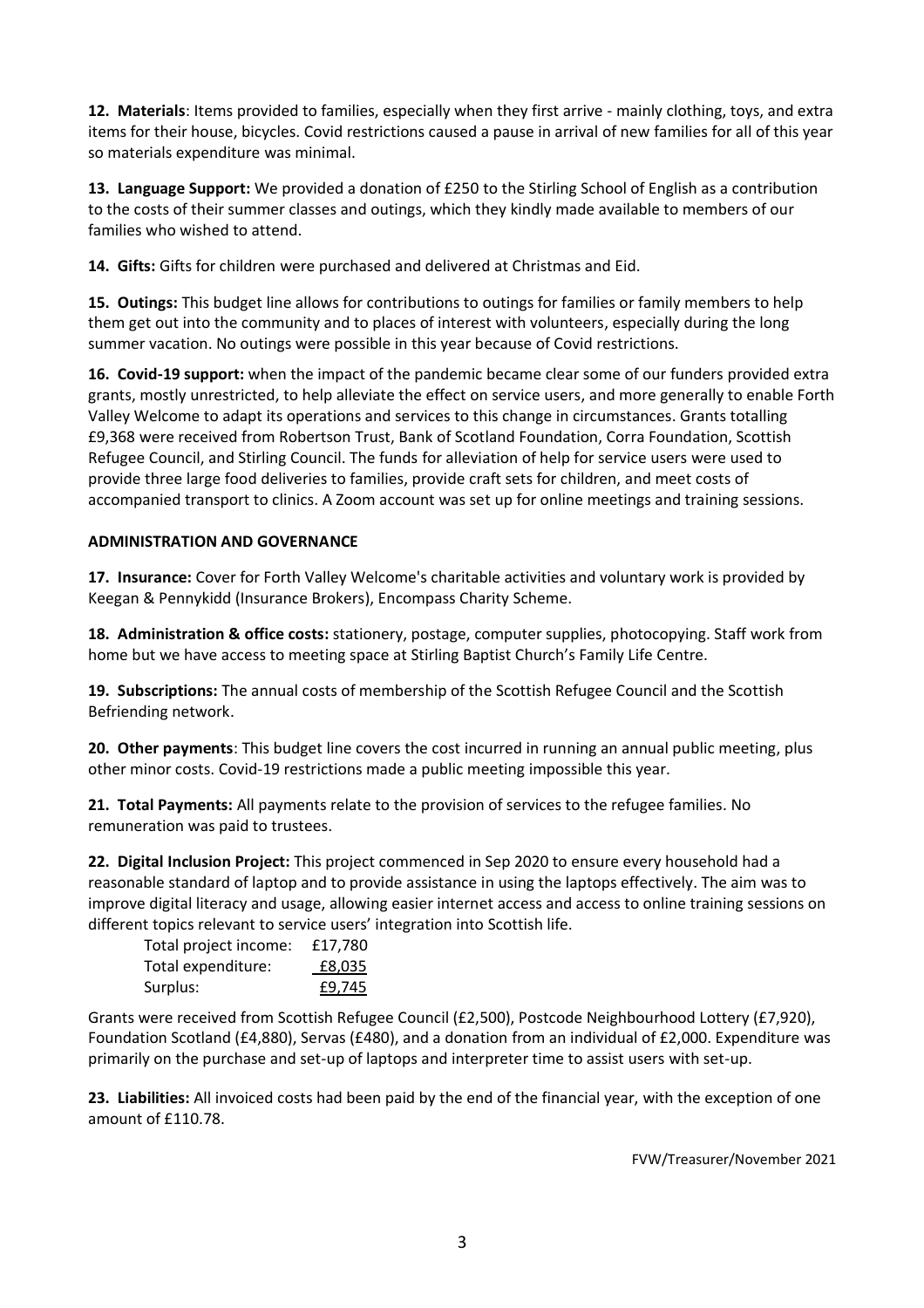**12. Materials**: Items provided to families, especially when they first arrive - mainly clothing, toys, and extra items for their house, bicycles. Covid restrictions caused a pause in arrival of new families for all of this year so materials expenditure was minimal.

**13. Language Support:** We provided a donation of £250 to the Stirling School of English as a contribution to the costs of their summer classes and outings, which they kindly made available to members of our families who wished to attend.

**14. Gifts:** Gifts for children were purchased and delivered at Christmas and Eid.

**15. Outings:** This budget line allows for contributions to outings for families or family members to help them get out into the community and to places of interest with volunteers, especially during the long summer vacation. No outings were possible in this year because of Covid restrictions.

**16. Covid-19 support:** when the impact of the pandemic became clear some of our funders provided extra grants, mostly unrestricted, to help alleviate the effect on service users, and more generally to enable Forth Valley Welcome to adapt its operations and services to this change in circumstances. Grants totalling £9,368 were received from Robertson Trust, Bank of Scotland Foundation, Corra Foundation, Scottish Refugee Council, and Stirling Council. The funds for alleviation of help for service users were used to provide three large food deliveries to families, provide craft sets for children, and meet costs of accompanied transport to clinics. A Zoom account was set up for online meetings and training sessions.

**ADMINISTRATION AND GOVERNANCE**

**17. Insurance:** Cover for Forth Valley Welcome's charitable activities and voluntary work is provided by Keegan & Pennykidd (Insurance Brokers), Encompass Charity Scheme.

**18. Administration & office costs:** stationery, postage, computer supplies, photocopying. Staff work from home but we have access to meeting space at Stirling Baptist Church's Family Life Centre.

**19. Subscriptions:** The annual costs of membership of the Scottish Refugee Council and the Scottish Befriending network.

**20. Other payments**: This budget line covers the cost incurred in running an annual public meeting, plus other minor costs. Covid-19 restrictions made a public meeting impossible this year.

**21. Total Payments:** All payments relate to the provision of services to the refugee families. No remuneration was paid to trustees.

**22. Digital Inclusion Project:** This project commenced in Sep 2020 to ensure every household had a reasonable standard of laptop and to provide assistance in using the laptops effectively. The aim was to improve digital literacy and usage, allowing easier internet access and access to online training sessions on different topics relevant to service users' integration into Scottish life.

| | |
|---|---|
| Total project income: | £17,780 |
| Total expenditure: | £8,035 |
| Surplus: | £9,745 |

Grants were received from Scottish Refugee Council (£2,500), Postcode Neighbourhood Lottery (£7,920), Foundation Scotland (£4,880), Servas (£480), and a donation from an individual of £2,000. Expenditure was primarily on the purchase and set-up of laptops and interpreter time to assist users with set-up.

**23. Liabilities:** All invoiced costs had been paid by the end of the financial year, with the exception of one amount of £110.78.

FVW/Treasurer/November 2021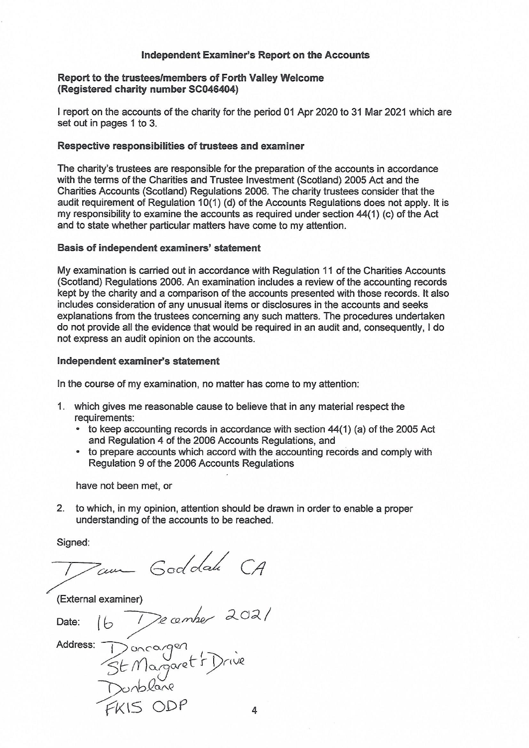## Independent Examiner's Report on the Accounts

### Report to the trustees/members of Forth Valley Welcome (Registered charity number SC046404)

I report on the accounts of the charity for the period 01 Apr 2020 to 31 Mar 2021 which are set out in pages 1 to 3.

### Respective responsibilities of trustees and examiner

The charity's trustees are responsible for the preparation of the accounts in accordance with the terms of the Charities and Trustee Investment (Scotland) 2005 Act and the Charities Accounts (Scotland) Regulations 2006. The charity trustees consider that the audit requirement of Regulation 10(1) (d) of the Accounts Regulations does not apply. It is my responsibility to examine the accounts as required under section 44(1) (c) of the Act and to state whether particular matters have come to my attention.

### Basis of independent examiners' statement

My examination is carried out in accordance with Regulation 11 of the Charities Accounts (Scotland) Regulations 2006. An examination includes a review of the accounting records kept by the charity and a comparison of the accounts presented with those records. It also includes consideration of any unusual items or disclosures in the accounts and seeks explanations from the trustees concerning any such matters. The procedures undertaken do not provide all the evidence that would be required in an audit and, consequently, I do not express an audit opinion on the accounts.

### Independent examiner's statement

In the course of my examination, no matter has come to my attention:

1. which gives me reasonable cause to believe that in any material respect the requirements:
   - to keep accounting records in accordance with section 44(1) (a) of the 2005 Act and Regulation 4 of the 2006 Accounts Regulations, and
   - to prepare accounts which accord with the accounting records and comply with Regulation 9 of the 2006 Accounts Regulations

   have not been met, or

2. to which, in my opinion, attention should be drawn in order to enable a proper understanding of the accounts to be reached.

Signed:

Dan Goddard CA

(External examiner)

Date: 16 December 2021

Address: Doncargen
St Margaret's Drive
Dunblane
FK15 0DP